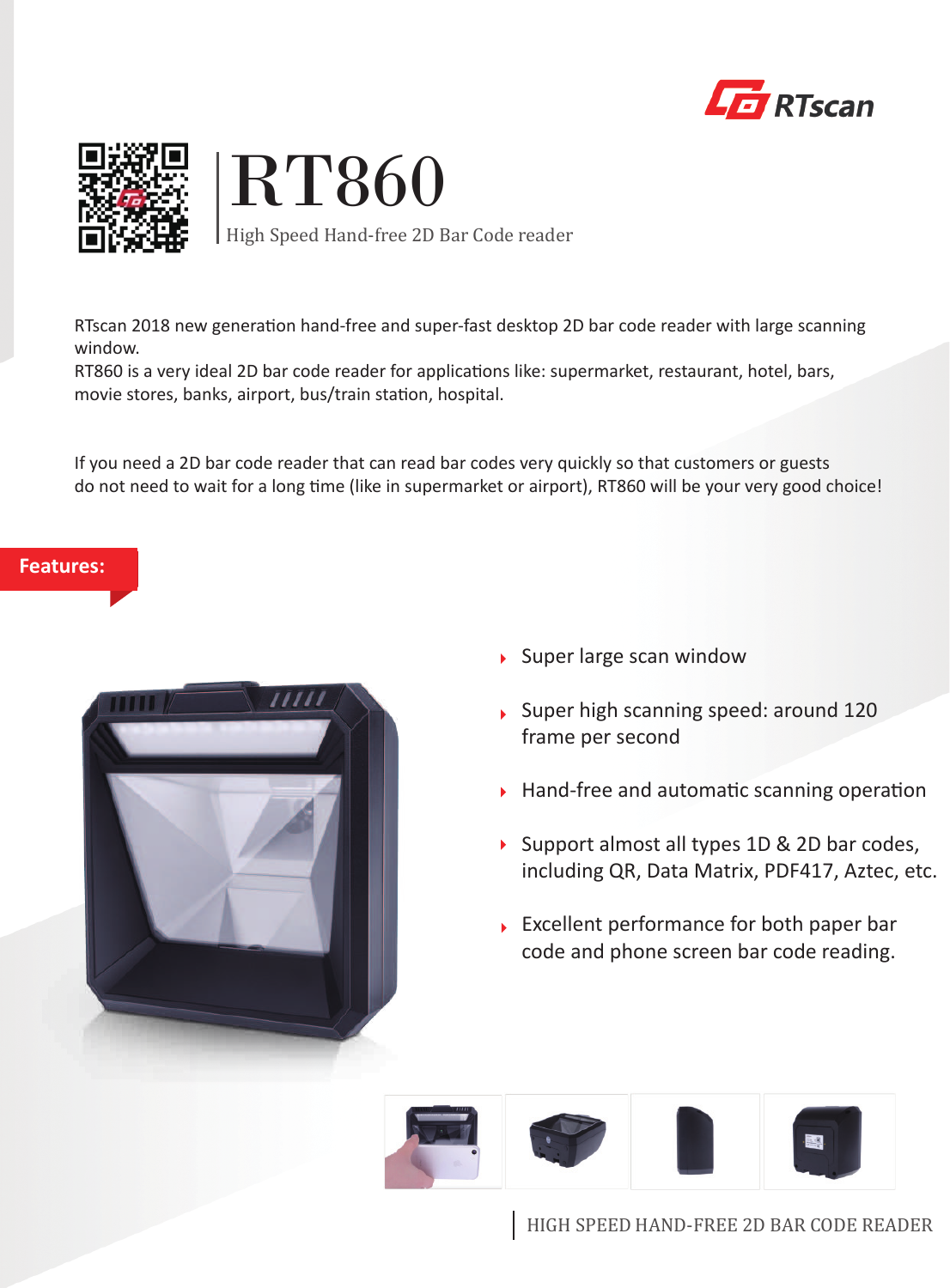RTscan

# RT860

High Speed Hand-free 2D Bar Code reader

RTscan 2018 new generation hand-free and super-fast desktop 2D bar code reader with large scanning window.
RT860 is a very ideal 2D bar code reader for applications like: supermarket, restaurant, hotel, bars, movie stores, banks, airport, bus/train station, hospital.

If you need a 2D bar code reader that can read bar codes very quickly so that customers or guests do not need to wait for a long time (like in supermarket or airport), RT860 will be your very good choice!

## Features:

- Super large scan window
- Super high scanning speed: around 120 frame per second
- Hand-free and automatic scanning operation
- Support almost all types 1D & 2D bar codes, including QR, Data Matrix, PDF417, Aztec, etc.
- Excellent performance for both paper bar code and phone screen bar code reading.

HIGH SPEED HAND-FREE 2D BAR CODE READER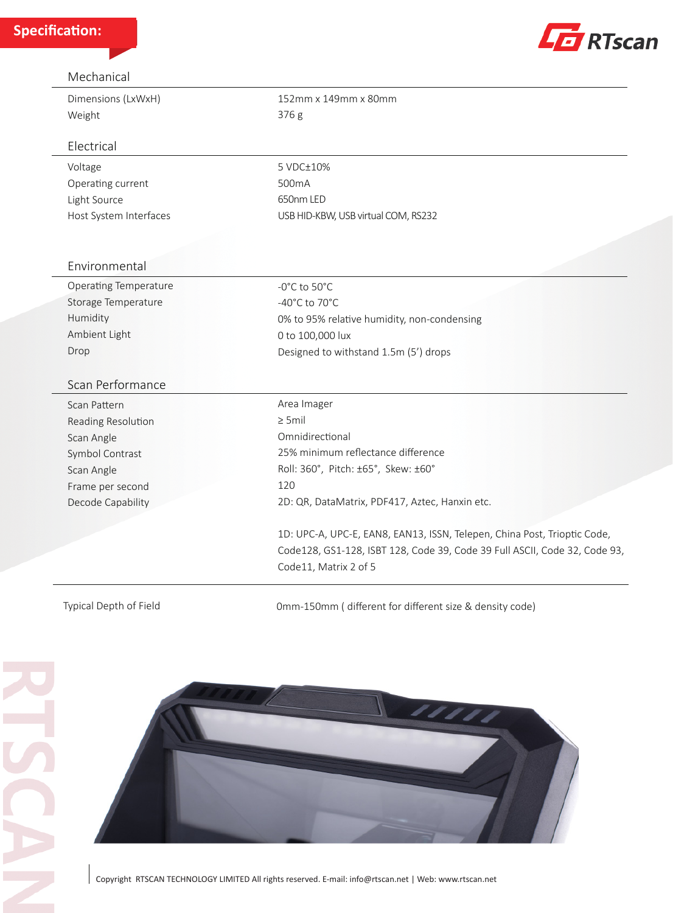## Specification:

### Mechanical

| | |
|---|---|
| Dimensions (LxWxH) | 152mm x 149mm x 80mm |
| Weight | 376 g |

### Electrical

| | |
|---|---|
| Voltage | 5 VDC±10% |
| Operating current | 500mA |
| Light Source | 650nm LED |
| Host System Interfaces | USB HID-KBW, USB virtual COM, RS232 |

### Environmental

| | |
|---|---|
| Operating Temperature | -0°C to 50°C |
| Storage Temperature | -40°C to 70°C |
| Humidity | 0% to 95% relative humidity, non-condensing |
| Ambient Light | 0 to 100,000 lux |
| Drop | Designed to withstand 1.5m (5') drops |

### Scan Performance

| | |
|---|---|
| Scan Pattern | Area Imager |
| Reading Resolution | ≥ 5mil |
| Scan Angle | Omnidirectional |
| Symbol Contrast | 25% minimum reflectance difference |
| Scan Angle | Roll: 360°, Pitch: ±65°, Skew: ±60° |
| Frame per second | 120 |
| Decode Capability | 2D: QR, DataMatrix, PDF417, Aztec, Hanxin etc.<br><br>1D: UPC-A, UPC-E, EAN8, EAN13, ISSN, Telepen, China Post, Trioptic Code, Code128, GS1-128, ISBT 128, Code 39, Code 39 Full ASCII, Code 32, Code 93, Code11, Matrix 2 of 5 |

| | |
|---|---|
| Typical Depth of Field | 0mm-150mm ( different for different size & density code) |

Copyright RTSCAN TECHNOLOGY LIMITED All rights reserved. E-mail: info@rtscan.net | Web: www.rtscan.net